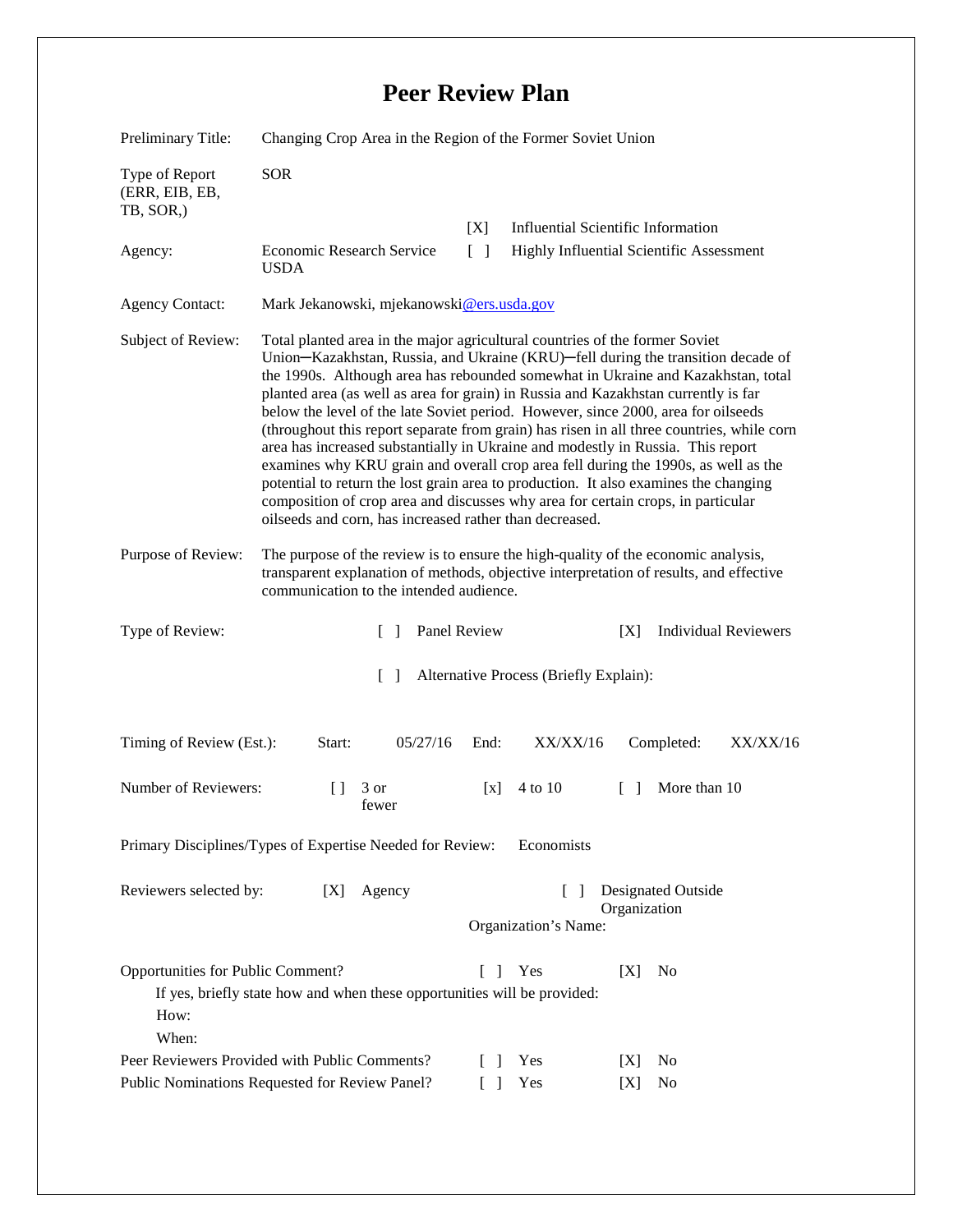# Peer Review Plan

| | |
|---|---|
| Preliminary Title: | Changing Crop Area in the Region of the Former Soviet Union |
| Type of Report (ERR, EIB, EB, TB, SOR,) | SOR |
| Agency: | Economic Research Service USDA |
| | [X] Influential Scientific Information |
| | [ ] Highly Influential Scientific Assessment |
| Agency Contact: | Mark Jekanowski, mjekanowski@ers.usda.gov |
| Subject of Review: | Total planted area in the major agricultural countries of the former Soviet Union─Kazakhstan, Russia, and Ukraine (KRU)─fell during the transition decade of the 1990s. Although area has rebounded somewhat in Ukraine and Kazakhstan, total planted area (as well as area for grain) in Russia and Kazakhstan currently is far below the level of the late Soviet period. However, since 2000, area for oilseeds (throughout this report separate from grain) has risen in all three countries, while corn area has increased substantially in Ukraine and modestly in Russia. This report examines why KRU grain and overall crop area fell during the 1990s, as well as the potential to return the lost grain area to production. It also examines the changing composition of crop area and discusses why area for certain crops, in particular oilseeds and corn, has increased rather than decreased. |
| Purpose of Review: | The purpose of the review is to ensure the high-quality of the economic analysis, transparent explanation of methods, objective interpretation of results, and effective communication to the intended audience. |

Type of Review: [ ] Panel Review [X] Individual Reviewers

[ ] Alternative Process (Briefly Explain):

Timing of Review (Est.): Start: 05/27/16 End: XX/XX/16 Completed: XX/XX/16

Number of Reviewers: [ ] 3 or fewer [x] 4 to 10 [ ] More than 10

Primary Disciplines/Types of Expertise Needed for Review: Economists

Reviewers selected by: [X] Agency [ ] Designated Outside Organization

Organization's Name:

Opportunities for Public Comment? [ ] Yes [X] No

If yes, briefly state how and when these opportunities will be provided:

How:

When:

Peer Reviewers Provided with Public Comments? [ ] Yes [X] No

Public Nominations Requested for Review Panel? [ ] Yes [X] No